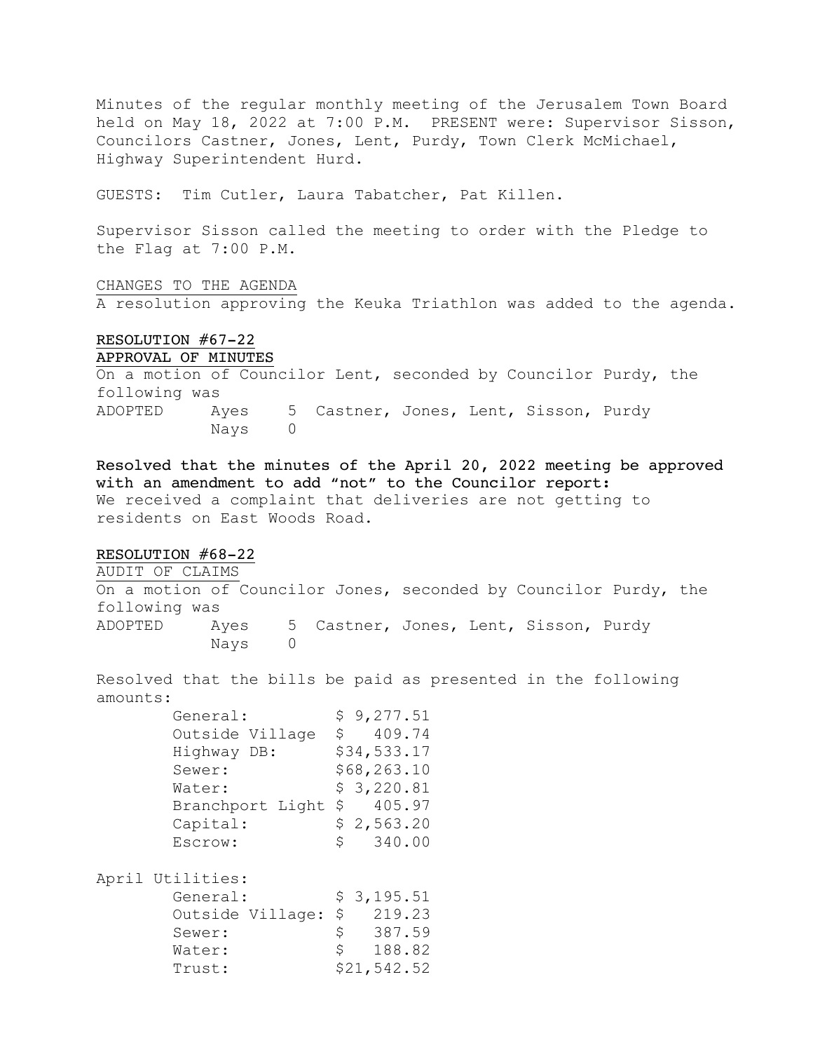Minutes of the regular monthly meeting of the Jerusalem Town Board held on May 18, 2022 at 7:00 P.M. PRESENT were: Supervisor Sisson, Councilors Castner, Jones, Lent, Purdy, Town Clerk McMichael, Highway Superintendent Hurd.

GUESTS: Tim Cutler, Laura Tabatcher, Pat Killen.

Supervisor Sisson called the meeting to order with the Pledge to the Flag at 7:00 P.M.

CHANGES TO THE AGENDA

A resolution approving the Keuka Triathlon was added to the agenda.

**RESOLUTION #67-22**

**APPROVAL OF MINUTES**

On a motion of Councilor Lent, seconded by Councilor Purdy, the following was

ADOPTED Ayes 5 Castner, Jones, Lent, Sisson, Purdy
Nays 0

**Resolved that the minutes of the April 20, 2022 meeting be approved with an amendment to add "not" to the Councilor report:**
We received a complaint that deliveries are not getting to residents on East Woods Road.

**RESOLUTION #68-22**

AUDIT OF CLAIMS

On a motion of Councilor Jones, seconded by Councilor Purdy, the following was

ADOPTED Ayes 5 Castner, Jones, Lent, Sisson, Purdy
Nays 0

Resolved that the bills be paid as presented in the following amounts:

| | |
|---|---|
| General: | $ 9,277.51 |
| Outside Village | $ 409.74 |
| Highway DB: | $34,533.17 |
| Sewer: | $68,263.10 |
| Water: | $ 3,220.81 |
| Branchport Light | $ 405.97 |
| Capital: | $ 2,563.20 |
| Escrow: | $ 340.00 |

April Utilities:

| | |
|---|---|
| General: | $ 3,195.51 |
| Outside Village: | $ 219.23 |
| Sewer: | $ 387.59 |
| Water: | $ 188.82 |
| Trust: | $21,542.52 |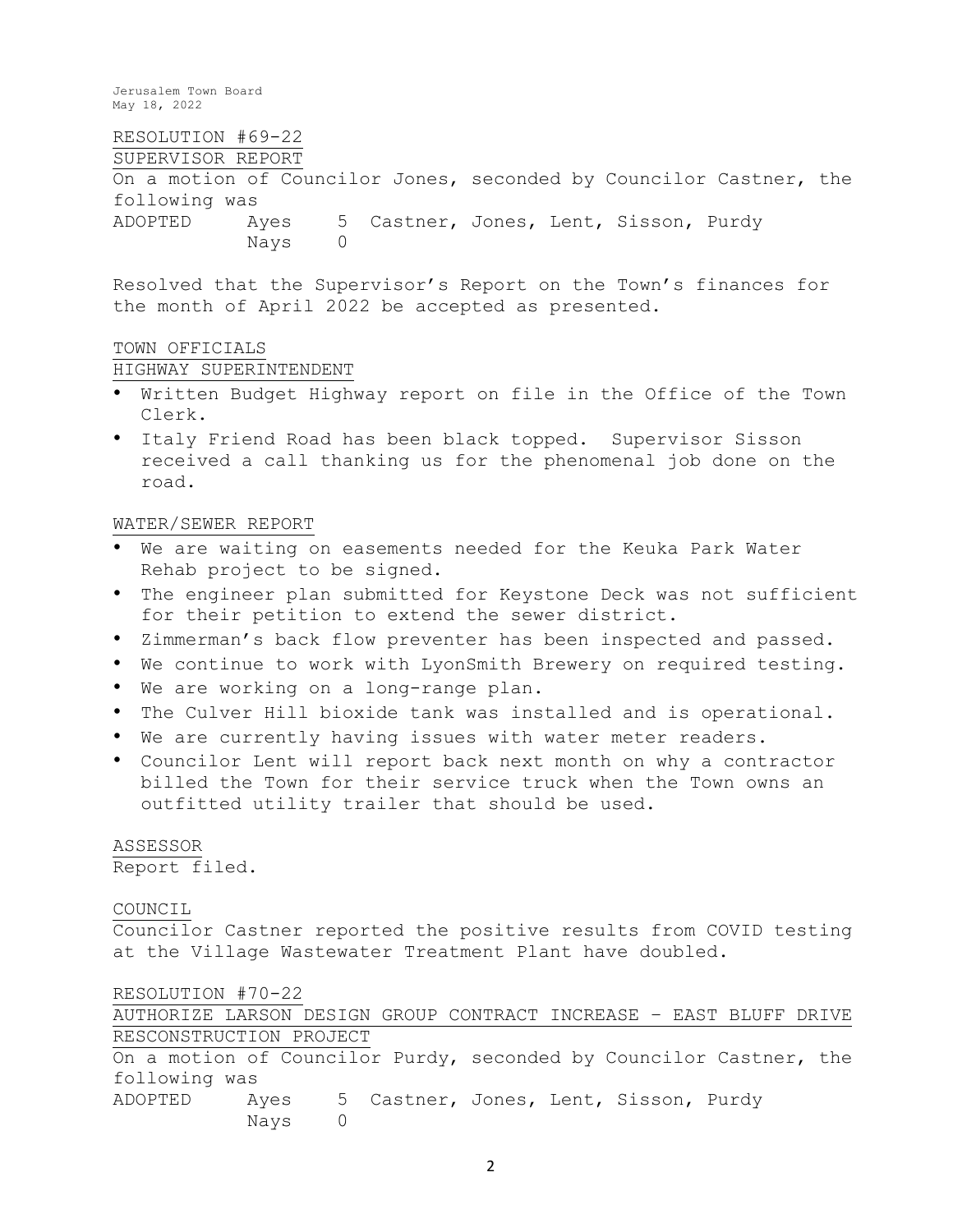RESOLUTION #69-22

SUPERVISOR REPORT

On a motion of Councilor Jones, seconded by Councilor Castner, the following was

ADOPTED Ayes 5 Castner, Jones, Lent, Sisson, Purdy
Nays 0

Resolved that the Supervisor's Report on the Town's finances for the month of April 2022 be accepted as presented.

TOWN OFFICIALS

HIGHWAY SUPERINTENDENT

- Written Budget Highway report on file in the Office of the Town Clerk.
- Italy Friend Road has been black topped. Supervisor Sisson received a call thanking us for the phenomenal job done on the road.

WATER/SEWER REPORT

- We are waiting on easements needed for the Keuka Park Water Rehab project to be signed.
- The engineer plan submitted for Keystone Deck was not sufficient for their petition to extend the sewer district.
- Zimmerman's back flow preventer has been inspected and passed.
- We continue to work with LyonSmith Brewery on required testing.
- We are working on a long-range plan.
- The Culver Hill bioxide tank was installed and is operational.
- We are currently having issues with water meter readers.
- Councilor Lent will report back next month on why a contractor billed the Town for their service truck when the Town owns an outfitted utility trailer that should be used.

ASSESSOR

Report filed.

COUNCIL

Councilor Castner reported the positive results from COVID testing at the Village Wastewater Treatment Plant have doubled.

RESOLUTION #70-22

AUTHORIZE LARSON DESIGN GROUP CONTRACT INCREASE – EAST BLUFF DRIVE RESCONSTRUCTION PROJECT

On a motion of Councilor Purdy, seconded by Councilor Castner, the following was

ADOPTED Ayes 5 Castner, Jones, Lent, Sisson, Purdy
Nays 0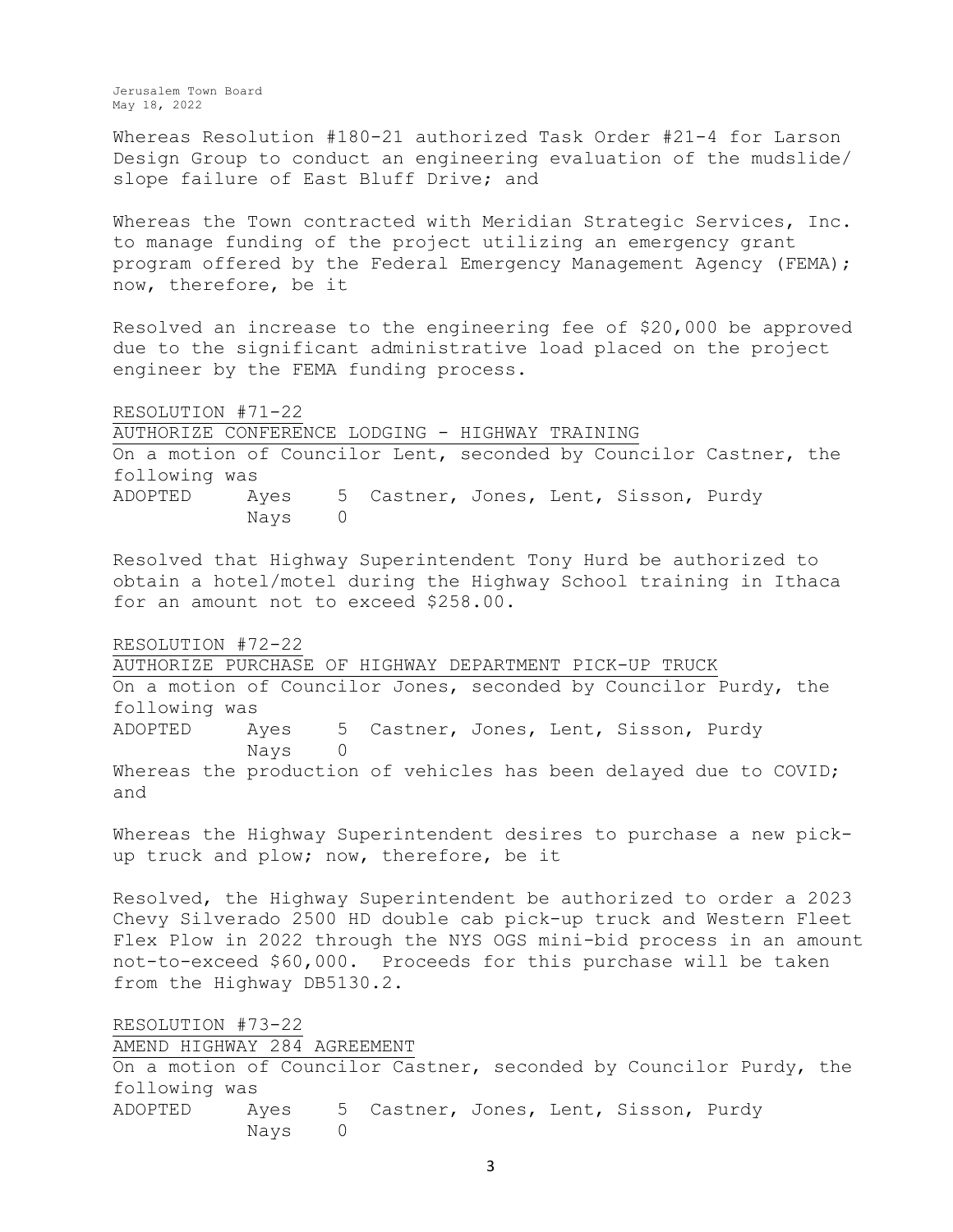Whereas Resolution #180-21 authorized Task Order #21-4 for Larson Design Group to conduct an engineering evaluation of the mudslide/ slope failure of East Bluff Drive; and

Whereas the Town contracted with Meridian Strategic Services, Inc. to manage funding of the project utilizing an emergency grant program offered by the Federal Emergency Management Agency (FEMA); now, therefore, be it

Resolved an increase to the engineering fee of $20,000 be approved due to the significant administrative load placed on the project engineer by the FEMA funding process.

RESOLUTION #71-22

AUTHORIZE CONFERENCE LODGING - HIGHWAY TRAINING

On a motion of Councilor Lent, seconded by Councilor Castner, the following was

ADOPTED Ayes 5 Castner, Jones, Lent, Sisson, Purdy
Nays 0

Resolved that Highway Superintendent Tony Hurd be authorized to obtain a hotel/motel during the Highway School training in Ithaca for an amount not to exceed $258.00.

RESOLUTION #72-22

AUTHORIZE PURCHASE OF HIGHWAY DEPARTMENT PICK-UP TRUCK

On a motion of Councilor Jones, seconded by Councilor Purdy, the following was

ADOPTED Ayes 5 Castner, Jones, Lent, Sisson, Purdy
Nays 0

Whereas the production of vehicles has been delayed due to COVID; and

Whereas the Highway Superintendent desires to purchase a new pick-up truck and plow; now, therefore, be it

Resolved, the Highway Superintendent be authorized to order a 2023 Chevy Silverado 2500 HD double cab pick-up truck and Western Fleet Flex Plow in 2022 through the NYS OGS mini-bid process in an amount not-to-exceed $60,000. Proceeds for this purchase will be taken from the Highway DB5130.2.

RESOLUTION #73-22

AMEND HIGHWAY 284 AGREEMENT

On a motion of Councilor Castner, seconded by Councilor Purdy, the following was

ADOPTED Ayes 5 Castner, Jones, Lent, Sisson, Purdy
Nays 0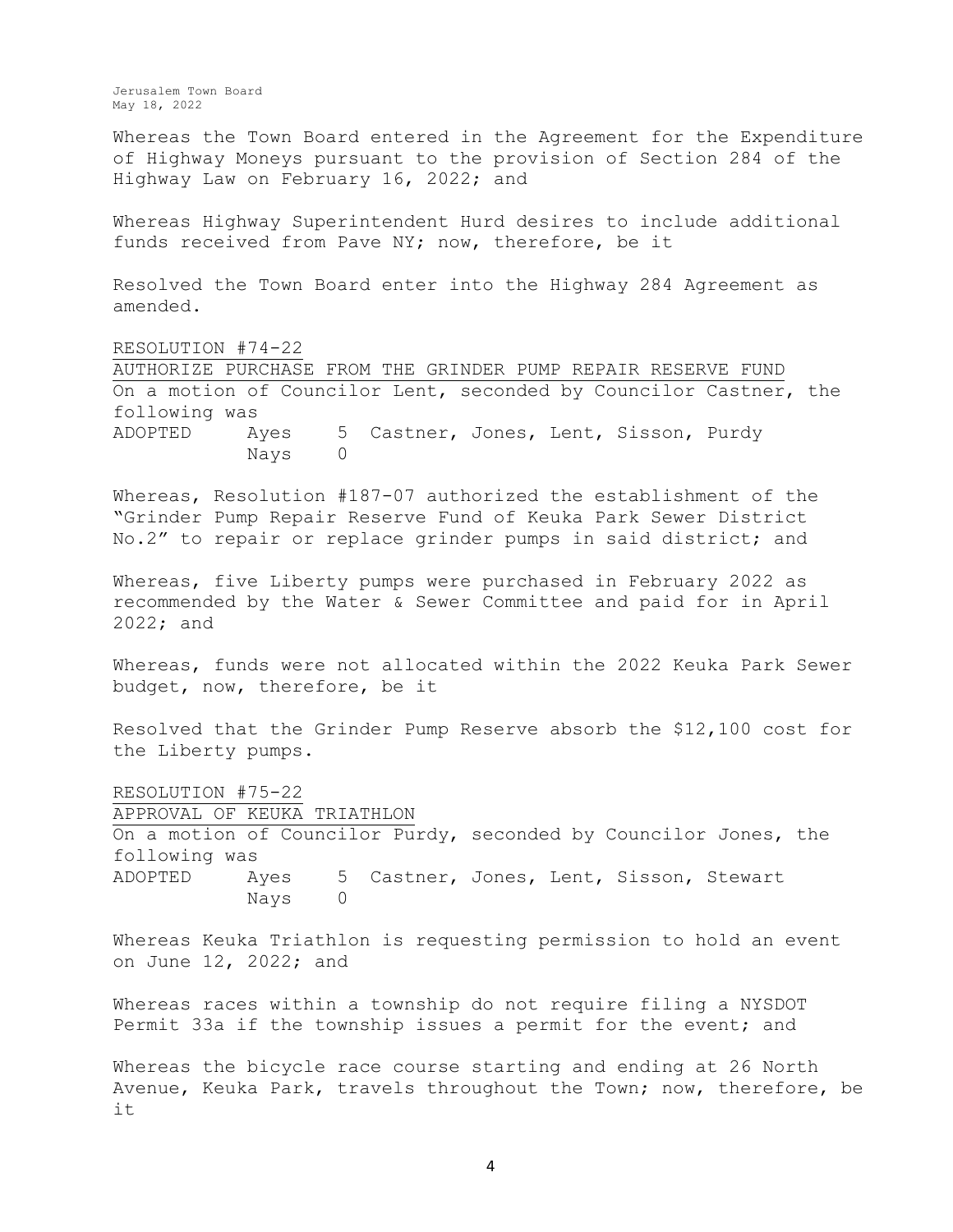Whereas the Town Board entered in the Agreement for the Expenditure of Highway Moneys pursuant to the provision of Section 284 of the Highway Law on February 16, 2022; and

Whereas Highway Superintendent Hurd desires to include additional funds received from Pave NY; now, therefore, be it

Resolved the Town Board enter into the Highway 284 Agreement as amended.

RESOLUTION #74-22

AUTHORIZE PURCHASE FROM THE GRINDER PUMP REPAIR RESERVE FUND

On a motion of Councilor Lent, seconded by Councilor Castner, the following was

ADOPTED Ayes 5 Castner, Jones, Lent, Sisson, Purdy
Nays 0

Whereas, Resolution #187-07 authorized the establishment of the "Grinder Pump Repair Reserve Fund of Keuka Park Sewer District No.2" to repair or replace grinder pumps in said district; and

Whereas, five Liberty pumps were purchased in February 2022 as recommended by the Water & Sewer Committee and paid for in April 2022; and

Whereas, funds were not allocated within the 2022 Keuka Park Sewer budget, now, therefore, be it

Resolved that the Grinder Pump Reserve absorb the $12,100 cost for the Liberty pumps.

RESOLUTION #75-22

APPROVAL OF KEUKA TRIATHLON

On a motion of Councilor Purdy, seconded by Councilor Jones, the following was

ADOPTED Ayes 5 Castner, Jones, Lent, Sisson, Stewart
Nays 0

Whereas Keuka Triathlon is requesting permission to hold an event on June 12, 2022; and

Whereas races within a township do not require filing a NYSDOT Permit 33a if the township issues a permit for the event; and

Whereas the bicycle race course starting and ending at 26 North Avenue, Keuka Park, travels throughout the Town; now, therefore, be it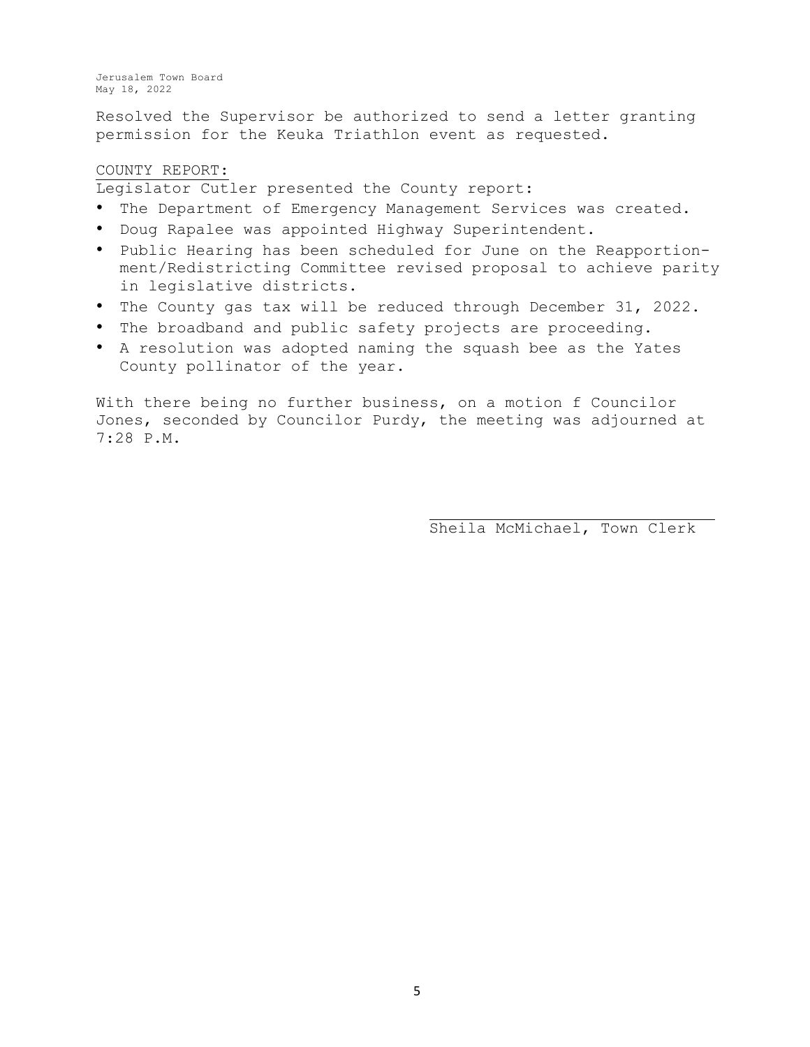Resolved the Supervisor be authorized to send a letter granting permission for the Keuka Triathlon event as requested.

COUNTY REPORT:

Legislator Cutler presented the County report:

- The Department of Emergency Management Services was created.
- Doug Rapalee was appointed Highway Superintendent.
- Public Hearing has been scheduled for June on the Reapportionment/Redistricting Committee revised proposal to achieve parity in legislative districts.
- The County gas tax will be reduced through December 31, 2022.
- The broadband and public safety projects are proceeding.
- A resolution was adopted naming the squash bee as the Yates County pollinator of the year.

With there being no further business, on a motion f Councilor Jones, seconded by Councilor Purdy, the meeting was adjourned at 7:28 P.M.

Sheila McMichael, Town Clerk